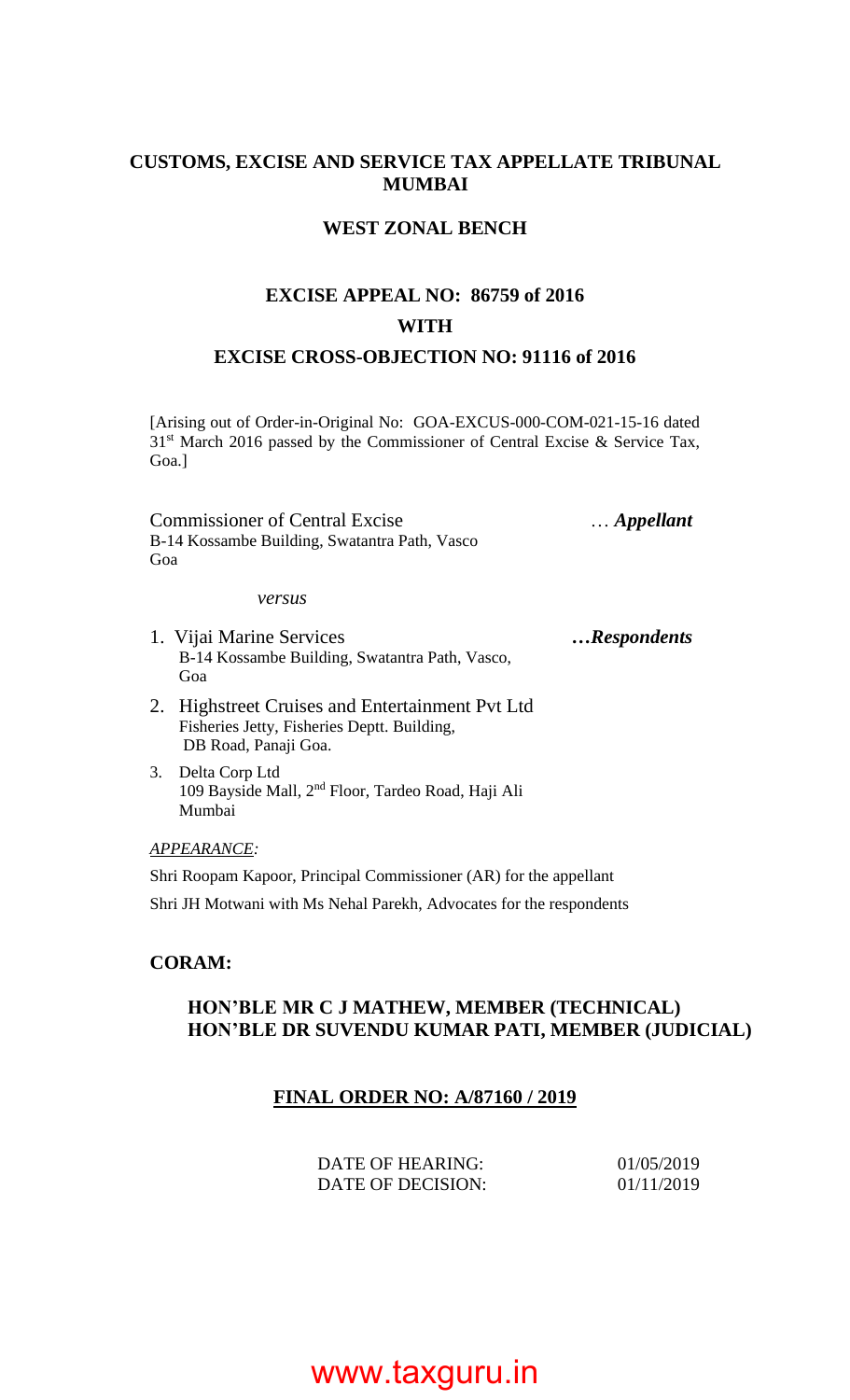**CUSTOMS, EXCISE AND SERVICE TAX APPELLATE TRIBUNAL MUMBAI**

**WEST ZONAL BENCH**

**EXCISE APPEAL NO: 86759 of 2016**

**WITH**

**EXCISE CROSS-OBJECTION NO: 91116 of 2016**

[Arising out of Order-in-Original No: GOA-EXCUS-000-COM-021-15-16 dated 31st March 2016 passed by the Commissioner of Central Excise & Service Tax, Goa.]

Commissioner of Central Excise … ***Appellant***
B-14 Kossambe Building, Swatantra Path, Vasco
Goa

*versus*

1. Vijai Marine Services ***…Respondents***
   B-14 Kossambe Building, Swatantra Path, Vasco, Goa
2. Highstreet Cruises and Entertainment Pvt Ltd
   Fisheries Jetty, Fisheries Deptt. Building, DB Road, Panaji Goa.
3. Delta Corp Ltd
   109 Bayside Mall, 2nd Floor, Tardeo Road, Haji Ali
   Mumbai

*APPEARANCE:*

Shri Roopam Kapoor, Principal Commissioner (AR) for the appellant

Shri JH Motwani with Ms Nehal Parekh, Advocates for the respondents

**CORAM:**

**HON'BLE MR C J MATHEW, MEMBER (TECHNICAL)**
**HON'BLE DR SUVENDU KUMAR PATI, MEMBER (JUDICIAL)**

**FINAL ORDER NO: A/87160 / 2019**

DATE OF HEARING: 01/05/2019
DATE OF DECISION: 01/11/2019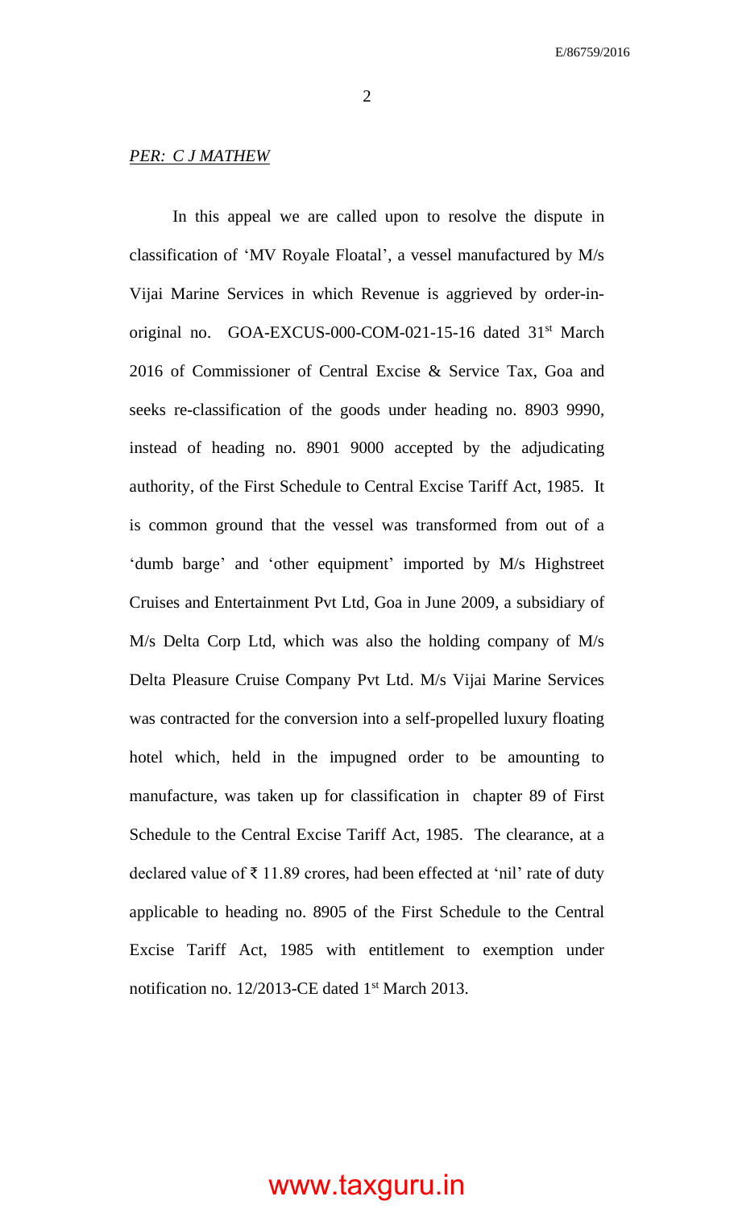*PER: C J MATHEW*

In this appeal we are called upon to resolve the dispute in classification of 'MV Royale Floatal', a vessel manufactured by M/s Vijai Marine Services in which Revenue is aggrieved by order-in-original no. GOA-EXCUS-000-COM-021-15-16 dated 31st March 2016 of Commissioner of Central Excise & Service Tax, Goa and seeks re-classification of the goods under heading no. 8903 9990, instead of heading no. 8901 9000 accepted by the adjudicating authority, of the First Schedule to Central Excise Tariff Act, 1985. It is common ground that the vessel was transformed from out of a 'dumb barge' and 'other equipment' imported by M/s Highstreet Cruises and Entertainment Pvt Ltd, Goa in June 2009, a subsidiary of M/s Delta Corp Ltd, which was also the holding company of M/s Delta Pleasure Cruise Company Pvt Ltd. M/s Vijai Marine Services was contracted for the conversion into a self-propelled luxury floating hotel which, held in the impugned order to be amounting to manufacture, was taken up for classification in chapter 89 of First Schedule to the Central Excise Tariff Act, 1985. The clearance, at a declared value of ₹ 11.89 crores, had been effected at 'nil' rate of duty applicable to heading no. 8905 of the First Schedule to the Central Excise Tariff Act, 1985 with entitlement to exemption under notification no. 12/2013-CE dated 1st March 2013.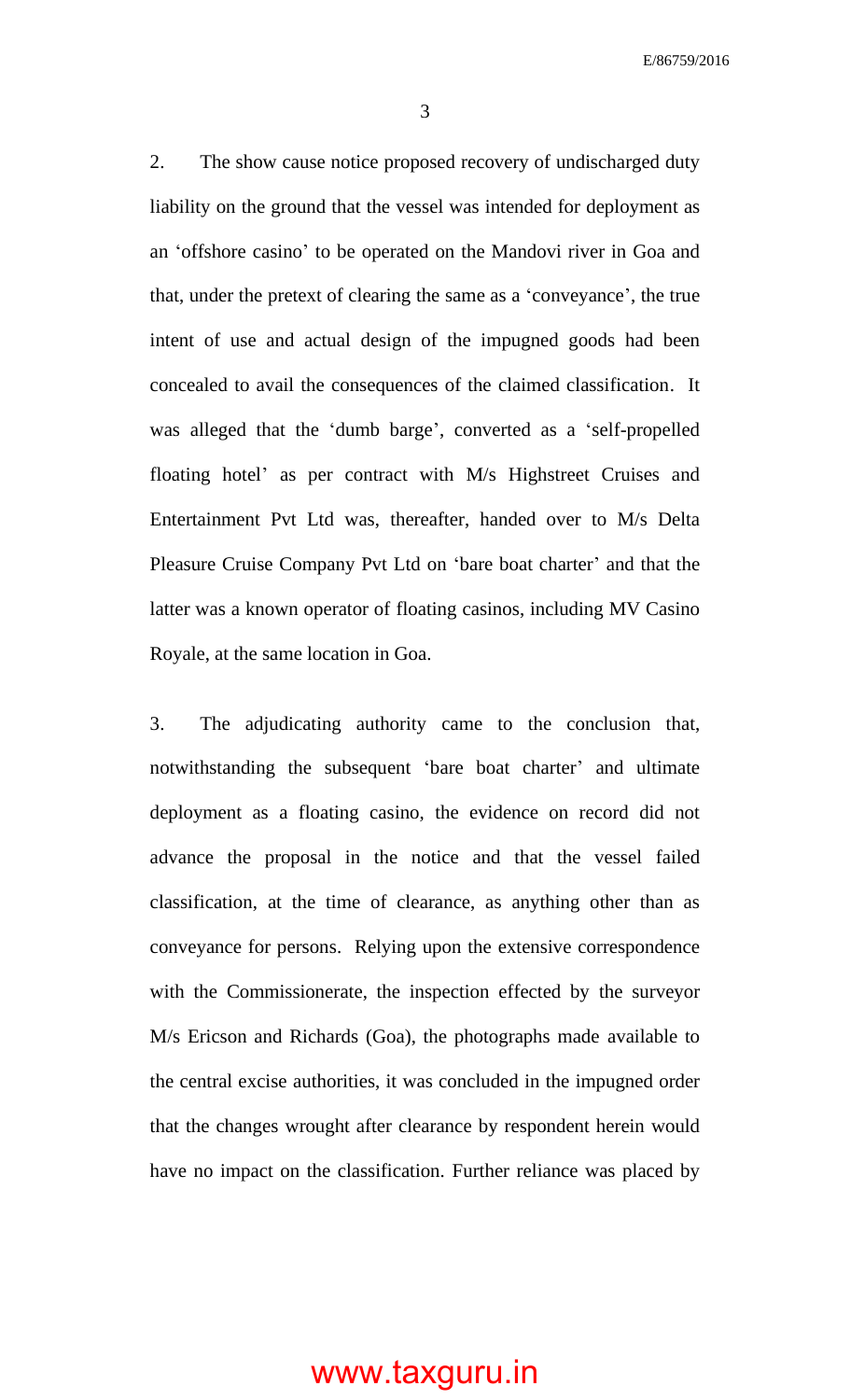2. The show cause notice proposed recovery of undischarged duty liability on the ground that the vessel was intended for deployment as an 'offshore casino' to be operated on the Mandovi river in Goa and that, under the pretext of clearing the same as a 'conveyance', the true intent of use and actual design of the impugned goods had been concealed to avail the consequences of the claimed classification. It was alleged that the 'dumb barge', converted as a 'self-propelled floating hotel' as per contract with M/s Highstreet Cruises and Entertainment Pvt Ltd was, thereafter, handed over to M/s Delta Pleasure Cruise Company Pvt Ltd on 'bare boat charter' and that the latter was a known operator of floating casinos, including MV Casino Royale, at the same location in Goa.

3. The adjudicating authority came to the conclusion that, notwithstanding the subsequent 'bare boat charter' and ultimate deployment as a floating casino, the evidence on record did not advance the proposal in the notice and that the vessel failed classification, at the time of clearance, as anything other than as conveyance for persons. Relying upon the extensive correspondence with the Commissionerate, the inspection effected by the surveyor M/s Ericson and Richards (Goa), the photographs made available to the central excise authorities, it was concluded in the impugned order that the changes wrought after clearance by respondent herein would have no impact on the classification. Further reliance was placed by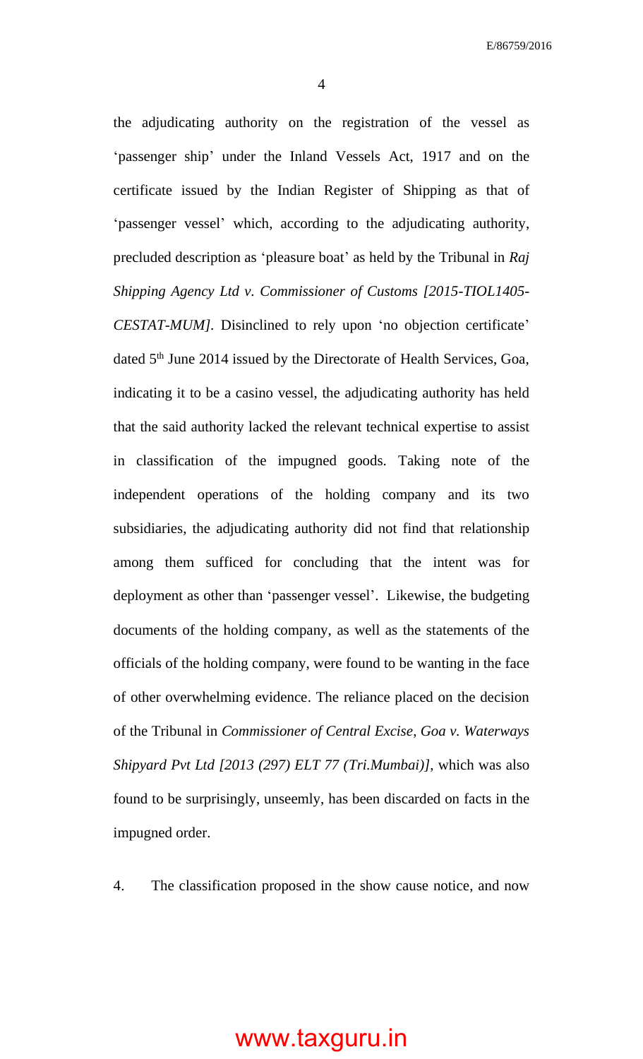the adjudicating authority on the registration of the vessel as 'passenger ship' under the Inland Vessels Act, 1917 and on the certificate issued by the Indian Register of Shipping as that of 'passenger vessel' which, according to the adjudicating authority, precluded description as 'pleasure boat' as held by the Tribunal in *Raj Shipping Agency Ltd v. Commissioner of Customs [2015-TIOL1405-CESTAT-MUM]*. Disinclined to rely upon 'no objection certificate' dated 5th June 2014 issued by the Directorate of Health Services, Goa, indicating it to be a casino vessel, the adjudicating authority has held that the said authority lacked the relevant technical expertise to assist in classification of the impugned goods. Taking note of the independent operations of the holding company and its two subsidiaries, the adjudicating authority did not find that relationship among them sufficed for concluding that the intent was for deployment as other than 'passenger vessel'. Likewise, the budgeting documents of the holding company, as well as the statements of the officials of the holding company, were found to be wanting in the face of other overwhelming evidence. The reliance placed on the decision of the Tribunal in *Commissioner of Central Excise, Goa v. Waterways Shipyard Pvt Ltd [2013 (297) ELT 77 (Tri.Mumbai)]*, which was also found to be surprisingly, unseemly, has been discarded on facts in the impugned order.

4. The classification proposed in the show cause notice, and now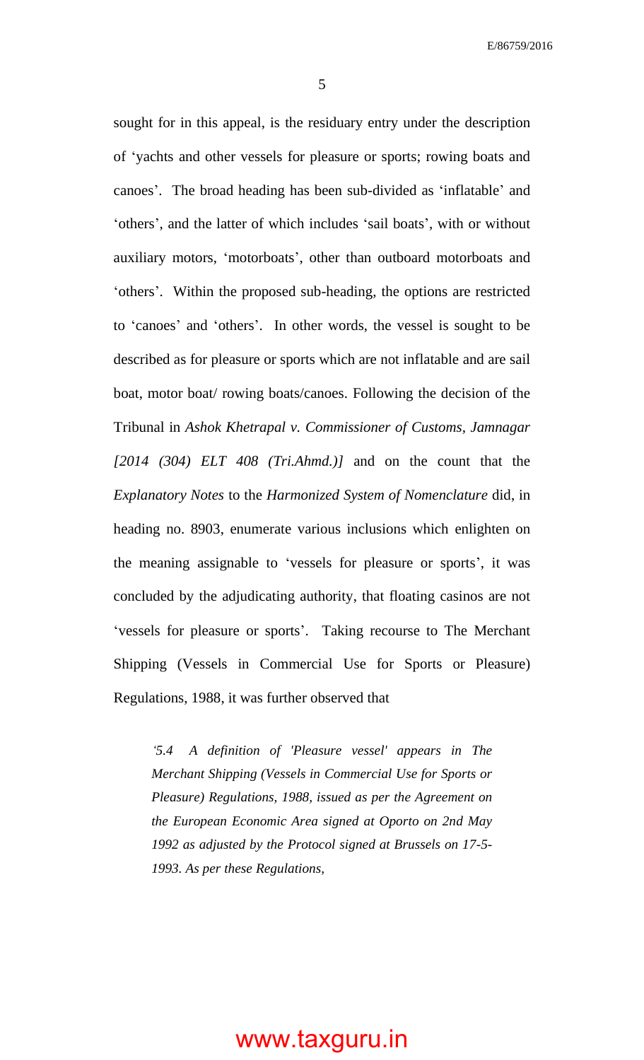sought for in this appeal, is the residuary entry under the description of 'yachts and other vessels for pleasure or sports; rowing boats and canoes'. The broad heading has been sub-divided as 'inflatable' and 'others', and the latter of which includes 'sail boats', with or without auxiliary motors, 'motorboats', other than outboard motorboats and 'others'. Within the proposed sub-heading, the options are restricted to 'canoes' and 'others'. In other words, the vessel is sought to be described as for pleasure or sports which are not inflatable and are sail boat, motor boat/ rowing boats/canoes. Following the decision of the Tribunal in *Ashok Khetrapal v. Commissioner of Customs, Jamnagar [2014 (304) ELT 408 (Tri.Ahmd.)]* and on the count that the *Explanatory Notes* to the *Harmonized System of Nomenclature* did, in heading no. 8903, enumerate various inclusions which enlighten on the meaning assignable to 'vessels for pleasure or sports', it was concluded by the adjudicating authority, that floating casinos are not 'vessels for pleasure or sports'. Taking recourse to The Merchant Shipping (Vessels in Commercial Use for Sports or Pleasure) Regulations, 1988, it was further observed that

> *'5.4 A definition of 'Pleasure vessel' appears in The Merchant Shipping (Vessels in Commercial Use for Sports or Pleasure) Regulations, 1988, issued as per the Agreement on the European Economic Area signed at Oporto on 2nd May 1992 as adjusted by the Protocol signed at Brussels on 17-5-1993. As per these Regulations,*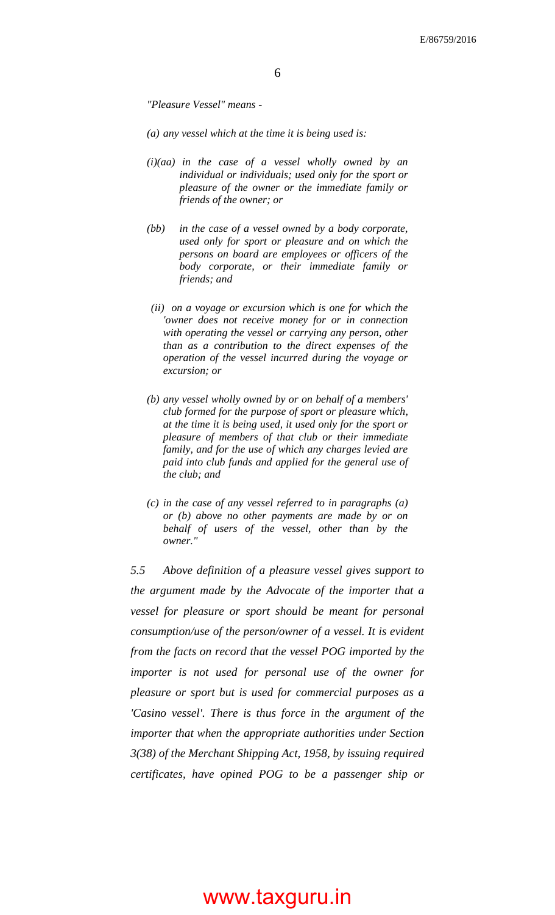*"Pleasure Vessel" means -*

*(a) any vessel which at the time it is being used is:*

*(i)(aa) in the case of a vessel wholly owned by an individual or individuals; used only for the sport or pleasure of the owner or the immediate family or friends of the owner; or*

*(bb) in the case of a vessel owned by a body corporate, used only for sport or pleasure and on which the persons on board are employees or officers of the body corporate, or their immediate family or friends; and*

*(ii) on a voyage or excursion which is one for which the 'owner does not receive money for or in connection with operating the vessel or carrying any person, other than as a contribution to the direct expenses of the operation of the vessel incurred during the voyage or excursion; or*

*(b) any vessel wholly owned by or on behalf of a members' club formed for the purpose of sport or pleasure which, at the time it is being used, it used only for the sport or pleasure of members of that club or their immediate family, and for the use of which any charges levied are paid into club funds and applied for the general use of the club; and*

*(c) in the case of any vessel referred to in paragraphs (a) or (b) above no other payments are made by or on behalf of users of the vessel, other than by the owner."*

*5.5 Above definition of a pleasure vessel gives support to the argument made by the Advocate of the importer that a vessel for pleasure or sport should be meant for personal consumption/use of the person/owner of a vessel. It is evident from the facts on record that the vessel POG imported by the importer is not used for personal use of the owner for pleasure or sport but is used for commercial purposes as a 'Casino vessel'. There is thus force in the argument of the importer that when the appropriate authorities under Section 3(38) of the Merchant Shipping Act, 1958, by issuing required certificates, have opined POG to be a passenger ship or*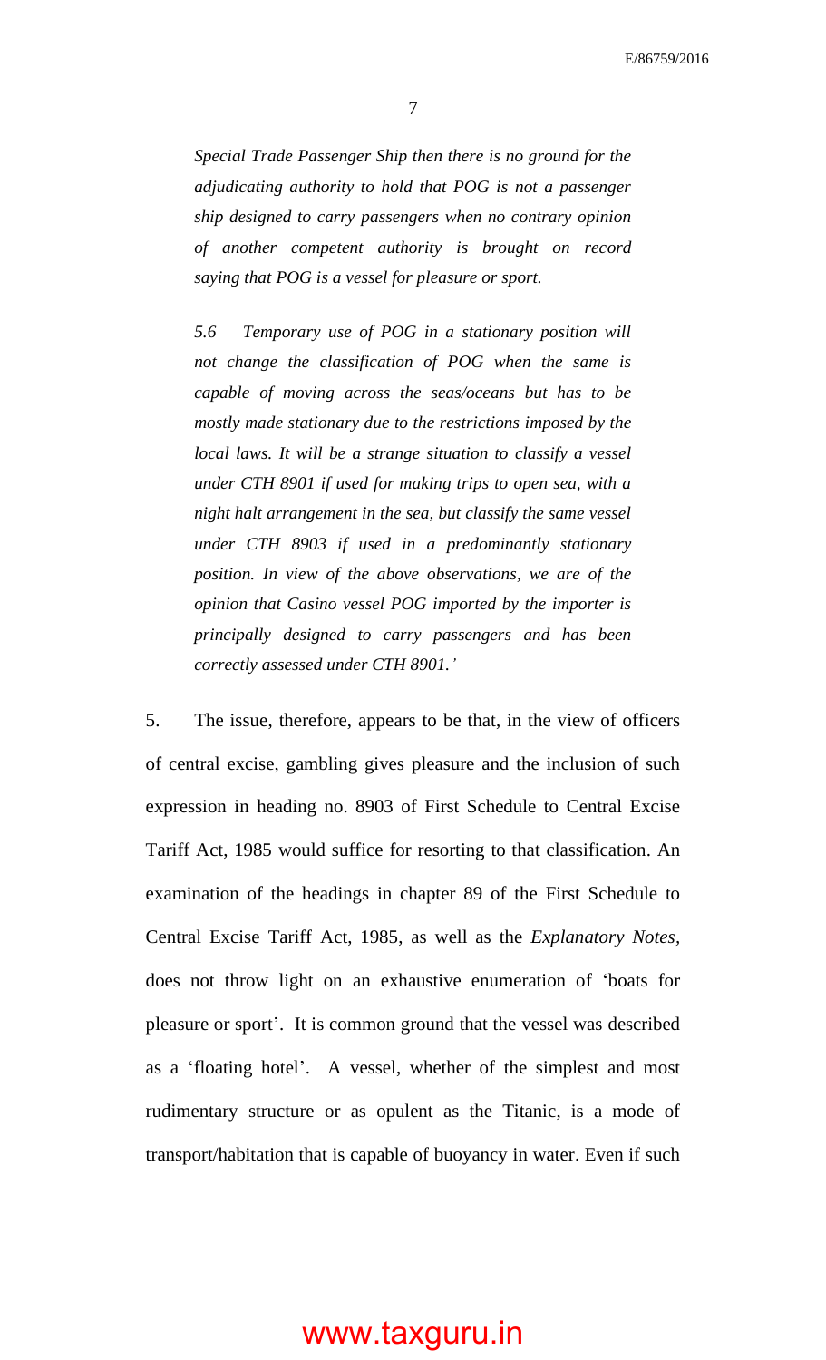*Special Trade Passenger Ship then there is no ground for the adjudicating authority to hold that POG is not a passenger ship designed to carry passengers when no contrary opinion of another competent authority is brought on record saying that POG is a vessel for pleasure or sport.*

*5.6 Temporary use of POG in a stationary position will not change the classification of POG when the same is capable of moving across the seas/oceans but has to be mostly made stationary due to the restrictions imposed by the local laws. It will be a strange situation to classify a vessel under CTH 8901 if used for making trips to open sea, with a night halt arrangement in the sea, but classify the same vessel under CTH 8903 if used in a predominantly stationary position. In view of the above observations, we are of the opinion that Casino vessel POG imported by the importer is principally designed to carry passengers and has been correctly assessed under CTH 8901.'*

5. The issue, therefore, appears to be that, in the view of officers of central excise, gambling gives pleasure and the inclusion of such expression in heading no. 8903 of First Schedule to Central Excise Tariff Act, 1985 would suffice for resorting to that classification. An examination of the headings in chapter 89 of the First Schedule to Central Excise Tariff Act, 1985, as well as the *Explanatory Notes*, does not throw light on an exhaustive enumeration of 'boats for pleasure or sport'. It is common ground that the vessel was described as a 'floating hotel'. A vessel, whether of the simplest and most rudimentary structure or as opulent as the Titanic, is a mode of transport/habitation that is capable of buoyancy in water. Even if such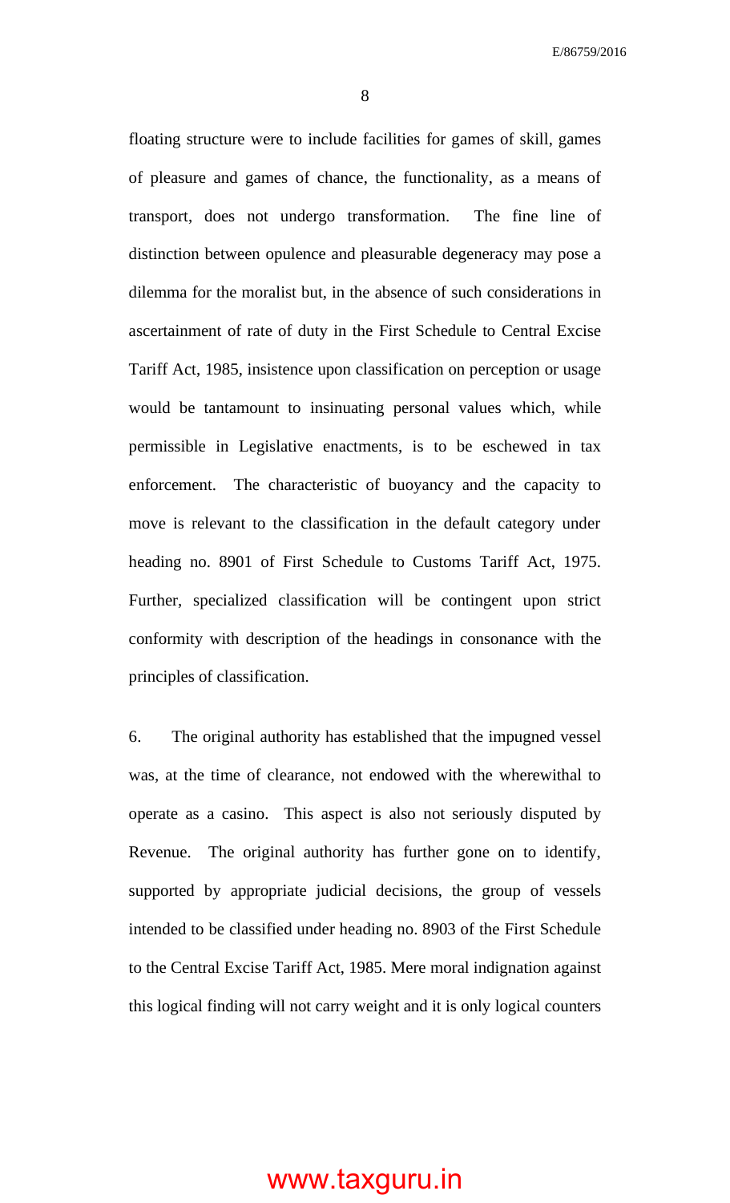floating structure were to include facilities for games of skill, games of pleasure and games of chance, the functionality, as a means of transport, does not undergo transformation. The fine line of distinction between opulence and pleasurable degeneracy may pose a dilemma for the moralist but, in the absence of such considerations in ascertainment of rate of duty in the First Schedule to Central Excise Tariff Act, 1985, insistence upon classification on perception or usage would be tantamount to insinuating personal values which, while permissible in Legislative enactments, is to be eschewed in tax enforcement. The characteristic of buoyancy and the capacity to move is relevant to the classification in the default category under heading no. 8901 of First Schedule to Customs Tariff Act, 1975. Further, specialized classification will be contingent upon strict conformity with description of the headings in consonance with the principles of classification.

6. The original authority has established that the impugned vessel was, at the time of clearance, not endowed with the wherewithal to operate as a casino. This aspect is also not seriously disputed by Revenue. The original authority has further gone on to identify, supported by appropriate judicial decisions, the group of vessels intended to be classified under heading no. 8903 of the First Schedule to the Central Excise Tariff Act, 1985. Mere moral indignation against this logical finding will not carry weight and it is only logical counters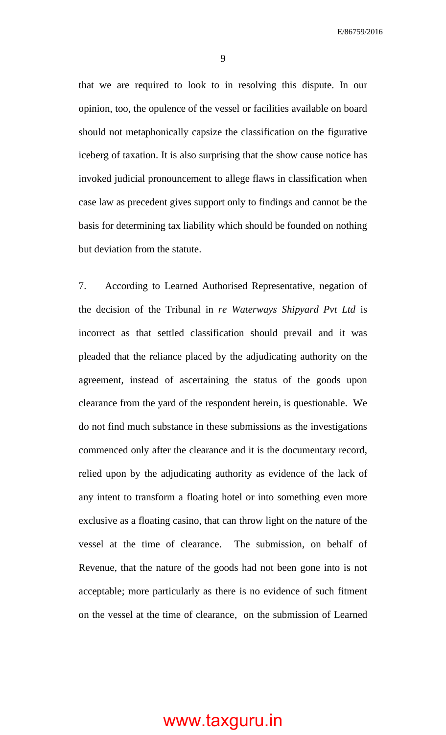that we are required to look to in resolving this dispute. In our opinion, too, the opulence of the vessel or facilities available on board should not metaphonically capsize the classification on the figurative iceberg of taxation. It is also surprising that the show cause notice has invoked judicial pronouncement to allege flaws in classification when case law as precedent gives support only to findings and cannot be the basis for determining tax liability which should be founded on nothing but deviation from the statute.

7. According to Learned Authorised Representative, negation of the decision of the Tribunal in *re Waterways Shipyard Pvt Ltd* is incorrect as that settled classification should prevail and it was pleaded that the reliance placed by the adjudicating authority on the agreement, instead of ascertaining the status of the goods upon clearance from the yard of the respondent herein, is questionable. We do not find much substance in these submissions as the investigations commenced only after the clearance and it is the documentary record, relied upon by the adjudicating authority as evidence of the lack of any intent to transform a floating hotel or into something even more exclusive as a floating casino, that can throw light on the nature of the vessel at the time of clearance. The submission, on behalf of Revenue, that the nature of the goods had not been gone into is not acceptable; more particularly as there is no evidence of such fitment on the vessel at the time of clearance, on the submission of Learned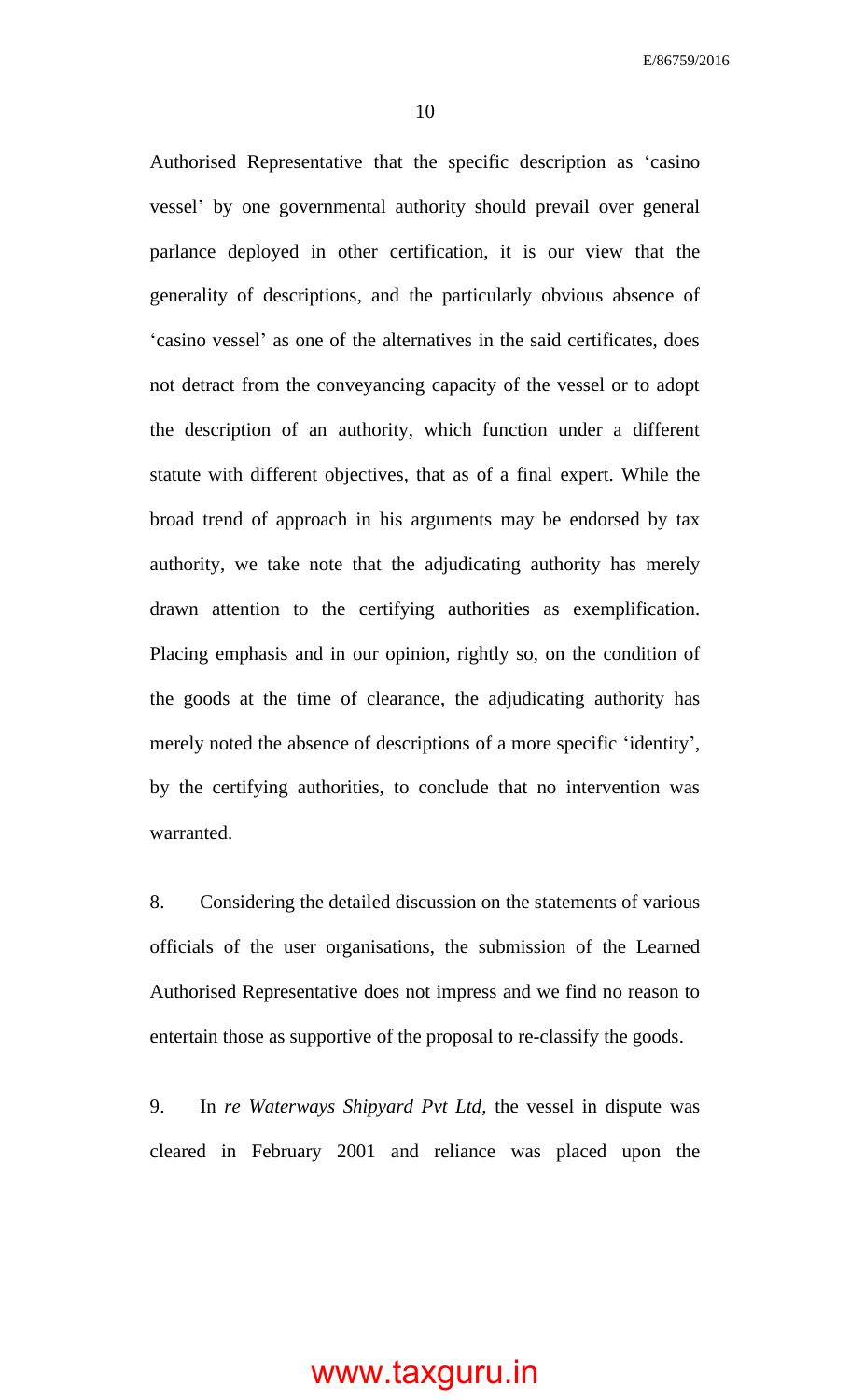Authorised Representative that the specific description as 'casino vessel' by one governmental authority should prevail over general parlance deployed in other certification, it is our view that the generality of descriptions, and the particularly obvious absence of 'casino vessel' as one of the alternatives in the said certificates, does not detract from the conveyancing capacity of the vessel or to adopt the description of an authority, which function under a different statute with different objectives, that as of a final expert. While the broad trend of approach in his arguments may be endorsed by tax authority, we take note that the adjudicating authority has merely drawn attention to the certifying authorities as exemplification. Placing emphasis and in our opinion, rightly so, on the condition of the goods at the time of clearance, the adjudicating authority has merely noted the absence of descriptions of a more specific 'identity', by the certifying authorities, to conclude that no intervention was warranted.

8. Considering the detailed discussion on the statements of various officials of the user organisations, the submission of the Learned Authorised Representative does not impress and we find no reason to entertain those as supportive of the proposal to re-classify the goods.

9. In *re Waterways Shipyard Pvt Ltd*, the vessel in dispute was cleared in February 2001 and reliance was placed upon the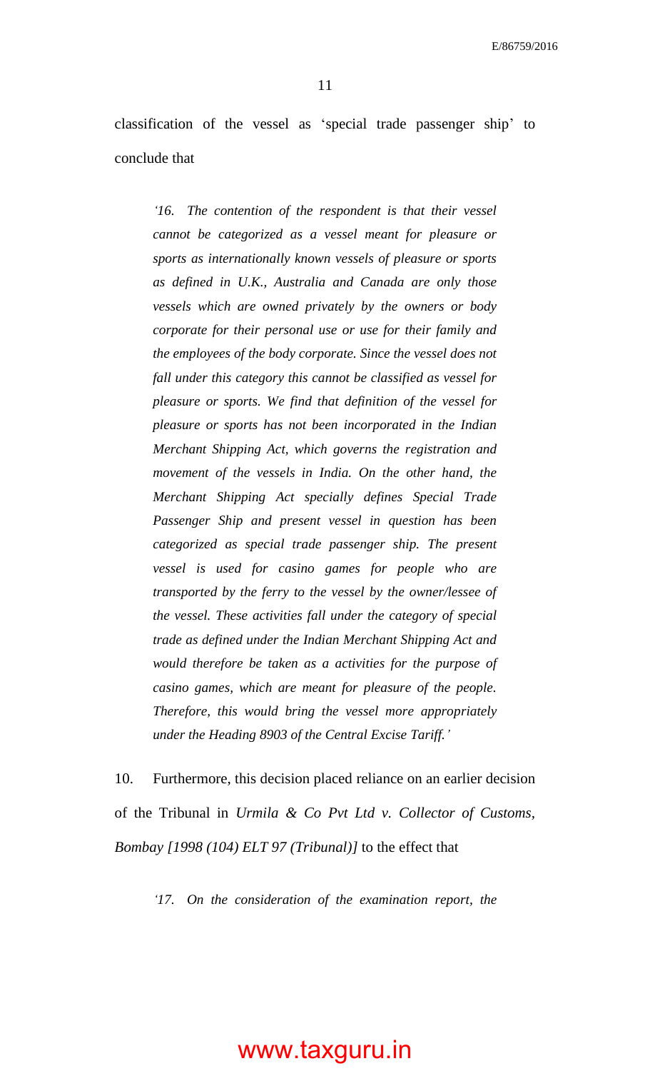classification of the vessel as 'special trade passenger ship' to conclude that

> *'16. The contention of the respondent is that their vessel cannot be categorized as a vessel meant for pleasure or sports as internationally known vessels of pleasure or sports as defined in U.K., Australia and Canada are only those vessels which are owned privately by the owners or body corporate for their personal use or use for their family and the employees of the body corporate. Since the vessel does not fall under this category this cannot be classified as vessel for pleasure or sports. We find that definition of the vessel for pleasure or sports has not been incorporated in the Indian Merchant Shipping Act, which governs the registration and movement of the vessels in India. On the other hand, the Merchant Shipping Act specially defines Special Trade Passenger Ship and present vessel in question has been categorized as special trade passenger ship. The present vessel is used for casino games for people who are transported by the ferry to the vessel by the owner/lessee of the vessel. These activities fall under the category of special trade as defined under the Indian Merchant Shipping Act and would therefore be taken as a activities for the purpose of casino games, which are meant for pleasure of the people. Therefore, this would bring the vessel more appropriately under the Heading 8903 of the Central Excise Tariff.'*

10. Furthermore, this decision placed reliance on an earlier decision of the Tribunal in *Urmila & Co Pvt Ltd v. Collector of Customs, Bombay [1998 (104) ELT 97 (Tribunal)]* to the effect that

> *'17. On the consideration of the examination report, the*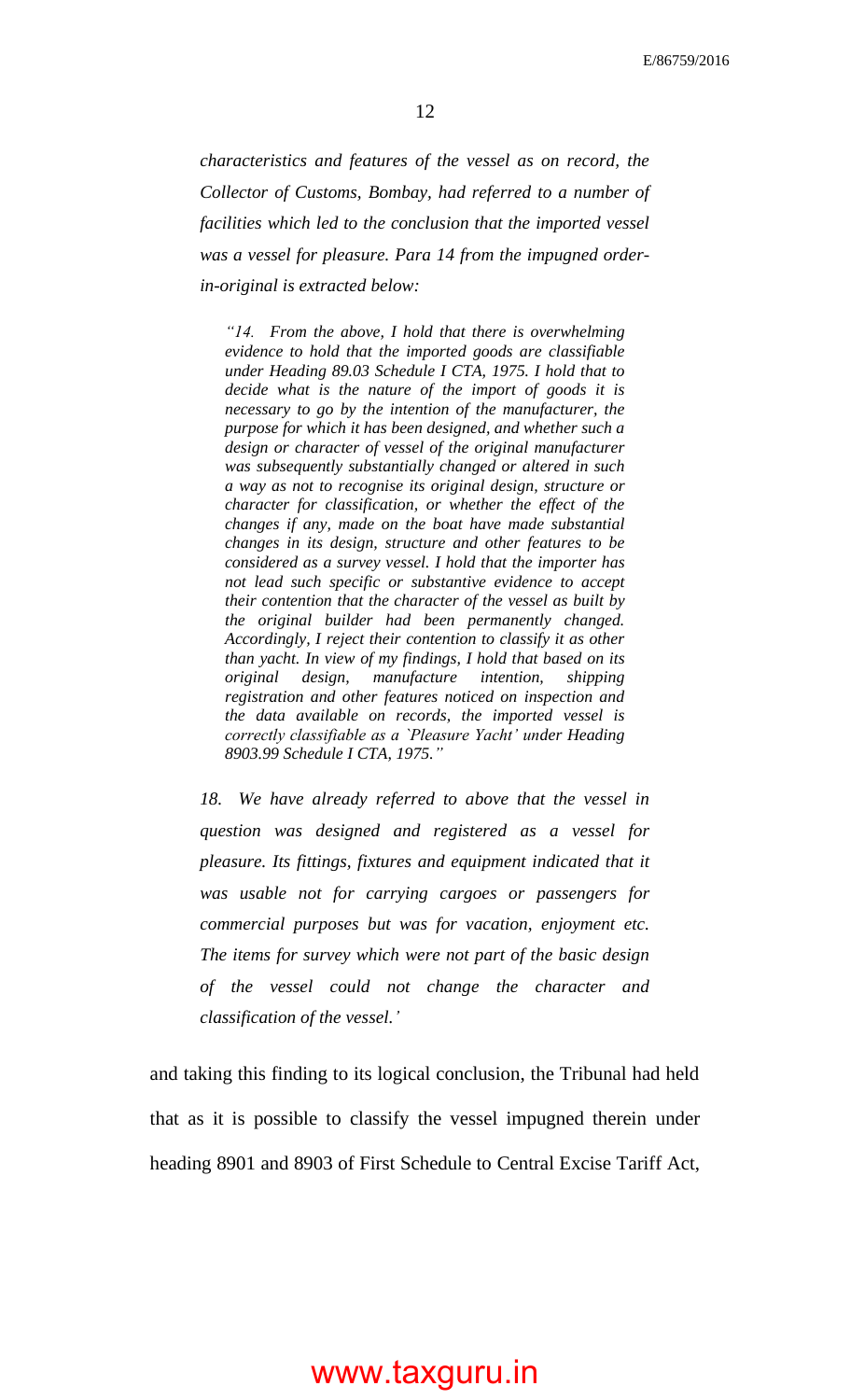*characteristics and features of the vessel as on record, the Collector of Customs, Bombay, had referred to a number of facilities which led to the conclusion that the imported vessel was a vessel for pleasure. Para 14 from the impugned order-in-original is extracted below:*

> *"14. From the above, I hold that there is overwhelming evidence to hold that the imported goods are classifiable under Heading 89.03 Schedule I CTA, 1975. I hold that to decide what is the nature of the import of goods it is necessary to go by the intention of the manufacturer, the purpose for which it has been designed, and whether such a design or character of vessel of the original manufacturer was subsequently substantially changed or altered in such a way as not to recognise its original design, structure or character for classification, or whether the effect of the changes if any, made on the boat have made substantial changes in its design, structure and other features to be considered as a survey vessel. I hold that the importer has not lead such specific or substantive evidence to accept their contention that the character of the vessel as built by the original builder had been permanently changed. Accordingly, I reject their contention to classify it as other than yacht. In view of my findings, I hold that based on its original design, manufacture intention, shipping registration and other features noticed on inspection and the data available on records, the imported vessel is correctly classifiable as a `Pleasure Yacht' under Heading 8903.99 Schedule I CTA, 1975."*

*18. We have already referred to above that the vessel in question was designed and registered as a vessel for pleasure. Its fittings, fixtures and equipment indicated that it was usable not for carrying cargoes or passengers for commercial purposes but was for vacation, enjoyment etc. The items for survey which were not part of the basic design of the vessel could not change the character and classification of the vessel.'*

and taking this finding to its logical conclusion, the Tribunal had held that as it is possible to classify the vessel impugned therein under heading 8901 and 8903 of First Schedule to Central Excise Tariff Act,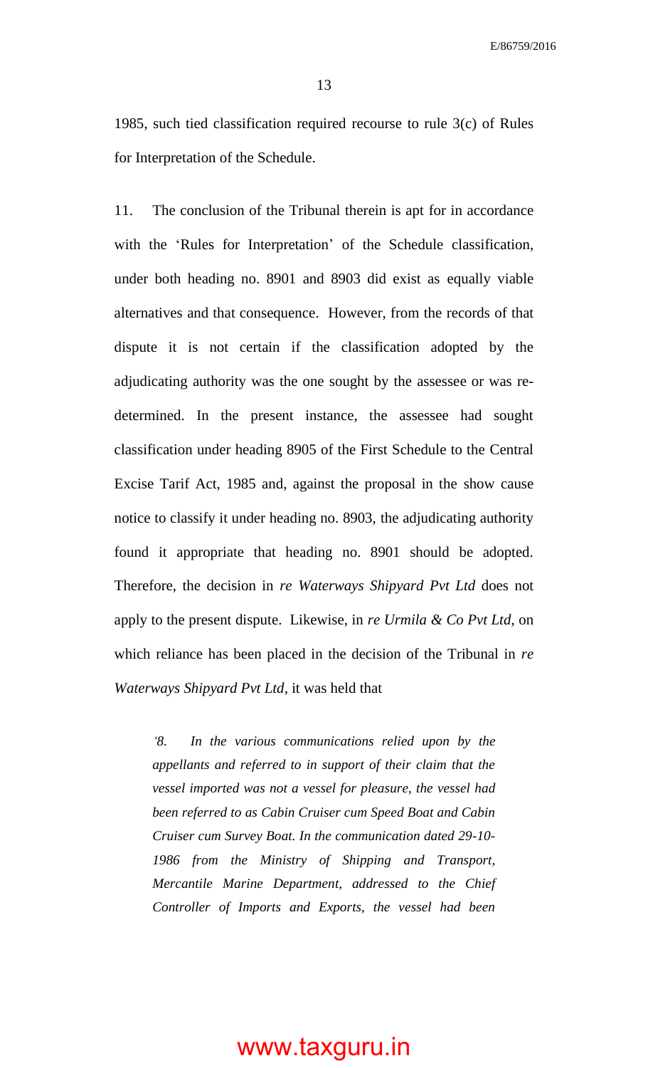1985, such tied classification required recourse to rule 3(c) of Rules for Interpretation of the Schedule.

11. The conclusion of the Tribunal therein is apt for in accordance with the 'Rules for Interpretation' of the Schedule classification, under both heading no. 8901 and 8903 did exist as equally viable alternatives and that consequence. However, from the records of that dispute it is not certain if the classification adopted by the adjudicating authority was the one sought by the assessee or was re-determined. In the present instance, the assessee had sought classification under heading 8905 of the First Schedule to the Central Excise Tarif Act, 1985 and, against the proposal in the show cause notice to classify it under heading no. 8903, the adjudicating authority found it appropriate that heading no. 8901 should be adopted. Therefore, the decision in *re Waterways Shipyard Pvt Ltd* does not apply to the present dispute. Likewise, in *re Urmila & Co Pvt Ltd*, on which reliance has been placed in the decision of the Tribunal in *re Waterways Shipyard Pvt Ltd*, it was held that

> *'8. In the various communications relied upon by the appellants and referred to in support of their claim that the vessel imported was not a vessel for pleasure, the vessel had been referred to as Cabin Cruiser cum Speed Boat and Cabin Cruiser cum Survey Boat. In the communication dated 29-10-1986 from the Ministry of Shipping and Transport, Mercantile Marine Department, addressed to the Chief Controller of Imports and Exports, the vessel had been*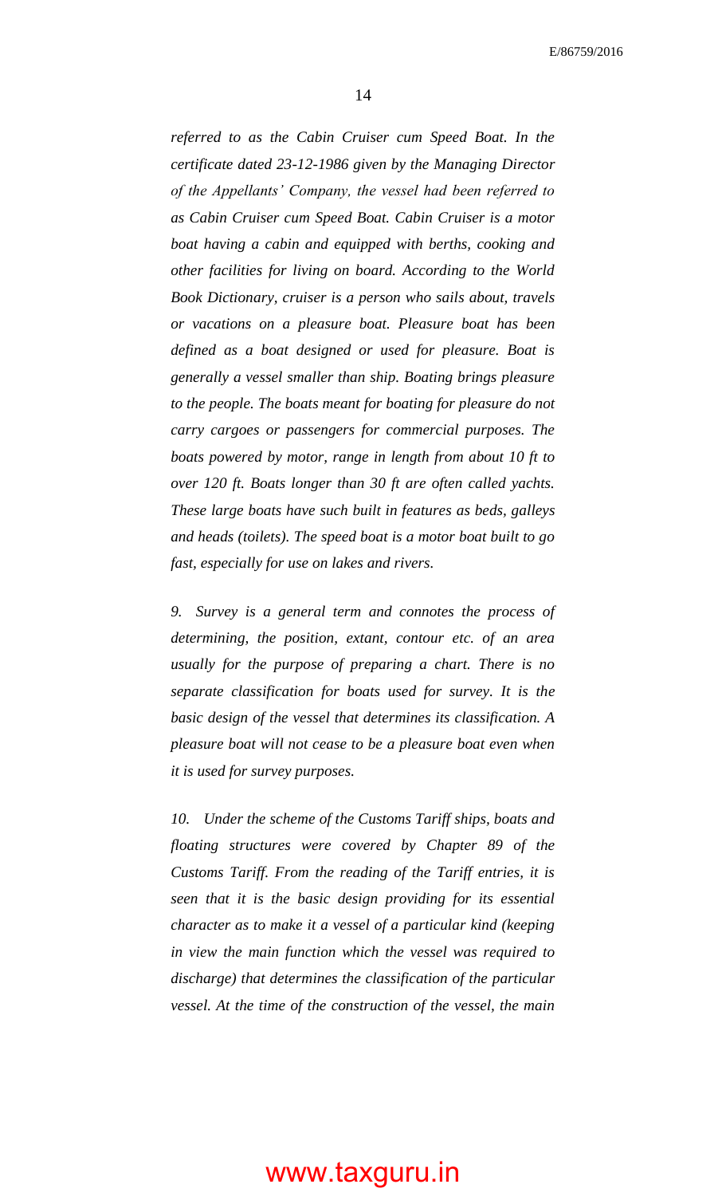*referred to as the Cabin Cruiser cum Speed Boat. In the certificate dated 23-12-1986 given by the Managing Director of the Appellants' Company, the vessel had been referred to as Cabin Cruiser cum Speed Boat. Cabin Cruiser is a motor boat having a cabin and equipped with berths, cooking and other facilities for living on board. According to the World Book Dictionary, cruiser is a person who sails about, travels or vacations on a pleasure boat. Pleasure boat has been defined as a boat designed or used for pleasure. Boat is generally a vessel smaller than ship. Boating brings pleasure to the people. The boats meant for boating for pleasure do not carry cargoes or passengers for commercial purposes. The boats powered by motor, range in length from about 10 ft to over 120 ft. Boats longer than 30 ft are often called yachts. These large boats have such built in features as beds, galleys and heads (toilets). The speed boat is a motor boat built to go fast, especially for use on lakes and rivers.*

*9. Survey is a general term and connotes the process of determining, the position, extant, contour etc. of an area usually for the purpose of preparing a chart. There is no separate classification for boats used for survey. It is the basic design of the vessel that determines its classification. A pleasure boat will not cease to be a pleasure boat even when it is used for survey purposes.*

*10. Under the scheme of the Customs Tariff ships, boats and floating structures were covered by Chapter 89 of the Customs Tariff. From the reading of the Tariff entries, it is seen that it is the basic design providing for its essential character as to make it a vessel of a particular kind (keeping in view the main function which the vessel was required to discharge) that determines the classification of the particular vessel. At the time of the construction of the vessel, the main*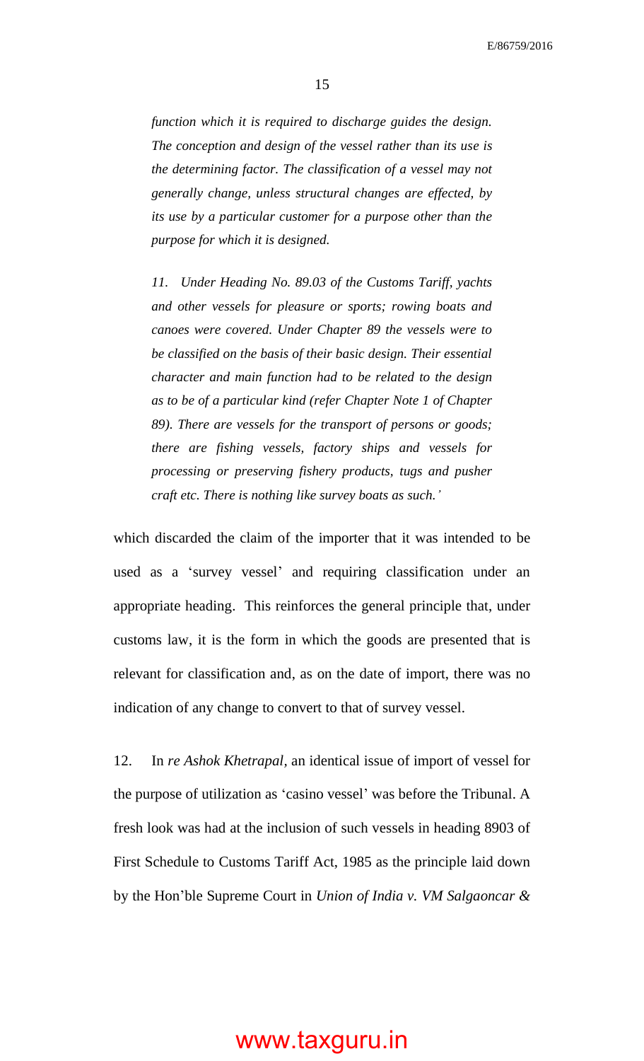*function which it is required to discharge guides the design. The conception and design of the vessel rather than its use is the determining factor. The classification of a vessel may not generally change, unless structural changes are effected, by its use by a particular customer for a purpose other than the purpose for which it is designed.*

*11. Under Heading No. 89.03 of the Customs Tariff, yachts and other vessels for pleasure or sports; rowing boats and canoes were covered. Under Chapter 89 the vessels were to be classified on the basis of their basic design. Their essential character and main function had to be related to the design as to be of a particular kind (refer Chapter Note 1 of Chapter 89). There are vessels for the transport of persons or goods; there are fishing vessels, factory ships and vessels for processing or preserving fishery products, tugs and pusher craft etc. There is nothing like survey boats as such.'*

which discarded the claim of the importer that it was intended to be used as a 'survey vessel' and requiring classification under an appropriate heading. This reinforces the general principle that, under customs law, it is the form in which the goods are presented that is relevant for classification and, as on the date of import, there was no indication of any change to convert to that of survey vessel.

12. In *re Ashok Khetrapal*, an identical issue of import of vessel for the purpose of utilization as 'casino vessel' was before the Tribunal. A fresh look was had at the inclusion of such vessels in heading 8903 of First Schedule to Customs Tariff Act, 1985 as the principle laid down by the Hon'ble Supreme Court in *Union of India v. VM Salgaoncar &*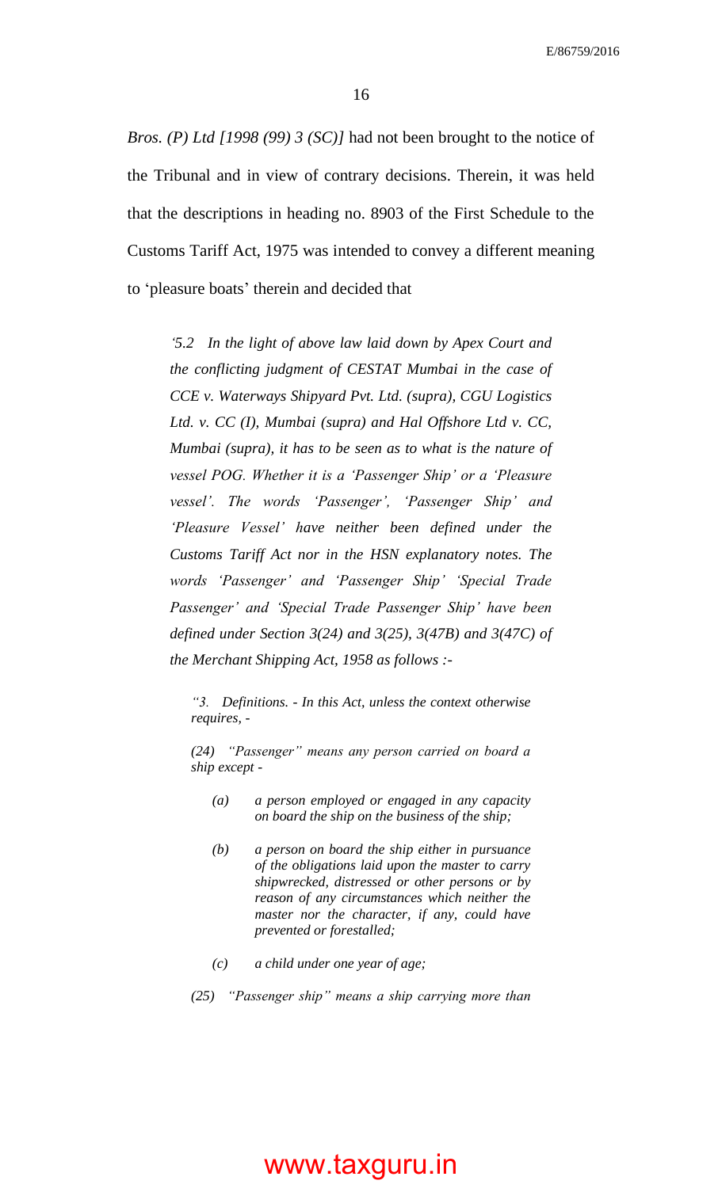*Bros. (P) Ltd [1998 (99) 3 (SC)]* had not been brought to the notice of the Tribunal and in view of contrary decisions. Therein, it was held that the descriptions in heading no. 8903 of the First Schedule to the Customs Tariff Act, 1975 was intended to convey a different meaning to 'pleasure boats' therein and decided that

> *'5.2 In the light of above law laid down by Apex Court and the conflicting judgment of CESTAT Mumbai in the case of CCE v. Waterways Shipyard Pvt. Ltd. (supra), CGU Logistics Ltd. v. CC (I), Mumbai (supra) and Hal Offshore Ltd v. CC, Mumbai (supra), it has to be seen as to what is the nature of vessel POG. Whether it is a 'Passenger Ship' or a 'Pleasure vessel'. The words 'Passenger', 'Passenger Ship' and 'Pleasure Vessel' have neither been defined under the Customs Tariff Act nor in the HSN explanatory notes. The words 'Passenger' and 'Passenger Ship' 'Special Trade Passenger' and 'Special Trade Passenger Ship' have been defined under Section 3(24) and 3(25), 3(47B) and 3(47C) of the Merchant Shipping Act, 1958 as follows :-*
>
> > *"3. Definitions. - In this Act, unless the context otherwise requires, -*
> >
> > *(24) "Passenger" means any person carried on board a ship except -*
> >
> > > *(a) a person employed or engaged in any capacity on board the ship on the business of the ship;*
> > >
> > > *(b) a person on board the ship either in pursuance of the obligations laid upon the master to carry shipwrecked, distressed or other persons or by reason of any circumstances which neither the master nor the character, if any, could have prevented or forestalled;*
> > >
> > > *(c) a child under one year of age;*
> >
> > *(25) "Passenger ship" means a ship carrying more than*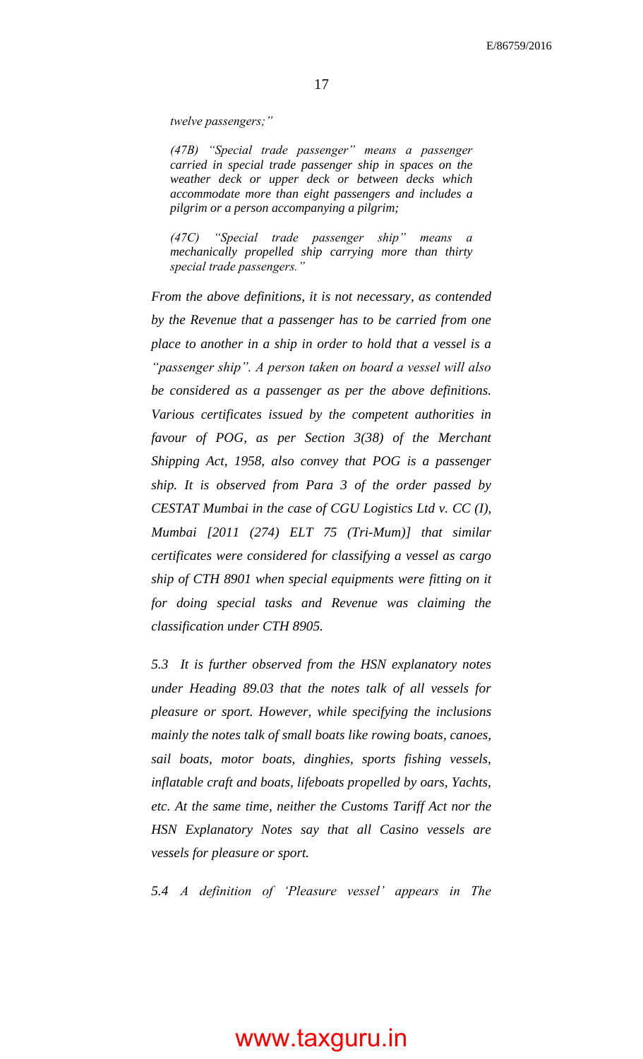*twelve passengers;"*

> *(47B) "Special trade passenger" means a passenger carried in special trade passenger ship in spaces on the weather deck or upper deck or between decks which accommodate more than eight passengers and includes a pilgrim or a person accompanying a pilgrim;*
>
> *(47C) "Special trade passenger ship" means a mechanically propelled ship carrying more than thirty special trade passengers."*

*From the above definitions, it is not necessary, as contended by the Revenue that a passenger has to be carried from one place to another in a ship in order to hold that a vessel is a "passenger ship". A person taken on board a vessel will also be considered as a passenger as per the above definitions. Various certificates issued by the competent authorities in favour of POG, as per Section 3(38) of the Merchant Shipping Act, 1958, also convey that POG is a passenger ship. It is observed from Para 3 of the order passed by CESTAT Mumbai in the case of CGU Logistics Ltd v. CC (I), Mumbai [2011 (274) ELT 75 (Tri-Mum)] that similar certificates were considered for classifying a vessel as cargo ship of CTH 8901 when special equipments were fitting on it for doing special tasks and Revenue was claiming the classification under CTH 8905.*

*5.3 It is further observed from the HSN explanatory notes under Heading 89.03 that the notes talk of all vessels for pleasure or sport. However, while specifying the inclusions mainly the notes talk of small boats like rowing boats, canoes, sail boats, motor boats, dinghies, sports fishing vessels, inflatable craft and boats, lifeboats propelled by oars, Yachts, etc. At the same time, neither the Customs Tariff Act nor the HSN Explanatory Notes say that all Casino vessels are vessels for pleasure or sport.*

*5.4 A definition of 'Pleasure vessel' appears in The*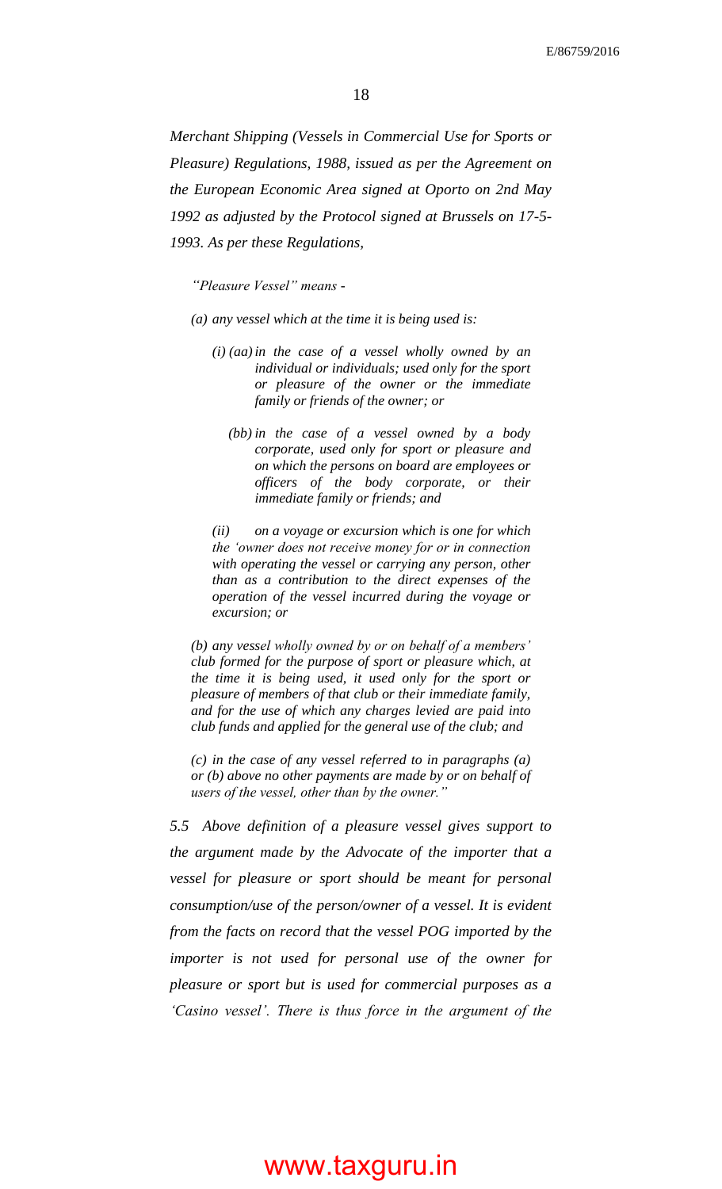*Merchant Shipping (Vessels in Commercial Use for Sports or Pleasure) Regulations, 1988, issued as per the Agreement on the European Economic Area signed at Oporto on 2nd May 1992 as adjusted by the Protocol signed at Brussels on 17-5-1993. As per these Regulations,*

> *"Pleasure Vessel" means -*
>
> *(a) any vessel which at the time it is being used is:*
>
> > *(i) (aa) in the case of a vessel wholly owned by an individual or individuals; used only for the sport or pleasure of the owner or the immediate family or friends of the owner; or*
> >
> > *(bb) in the case of a vessel owned by a body corporate, used only for sport or pleasure and on which the persons on board are employees or officers of the body corporate, or their immediate family or friends; and*
> >
> > *(ii) on a voyage or excursion which is one for which the 'owner does not receive money for or in connection with operating the vessel or carrying any person, other than as a contribution to the direct expenses of the operation of the vessel incurred during the voyage or excursion; or*
>
> *(b) any vessel wholly owned by or on behalf of a members' club formed for the purpose of sport or pleasure which, at the time it is being used, it used only for the sport or pleasure of members of that club or their immediate family, and for the use of which any charges levied are paid into club funds and applied for the general use of the club; and*
>
> *(c) in the case of any vessel referred to in paragraphs (a) or (b) above no other payments are made by or on behalf of users of the vessel, other than by the owner."*

*5.5 Above definition of a pleasure vessel gives support to the argument made by the Advocate of the importer that a vessel for pleasure or sport should be meant for personal consumption/use of the person/owner of a vessel. It is evident from the facts on record that the vessel POG imported by the importer is not used for personal use of the owner for pleasure or sport but is used for commercial purposes as a 'Casino vessel'. There is thus force in the argument of the*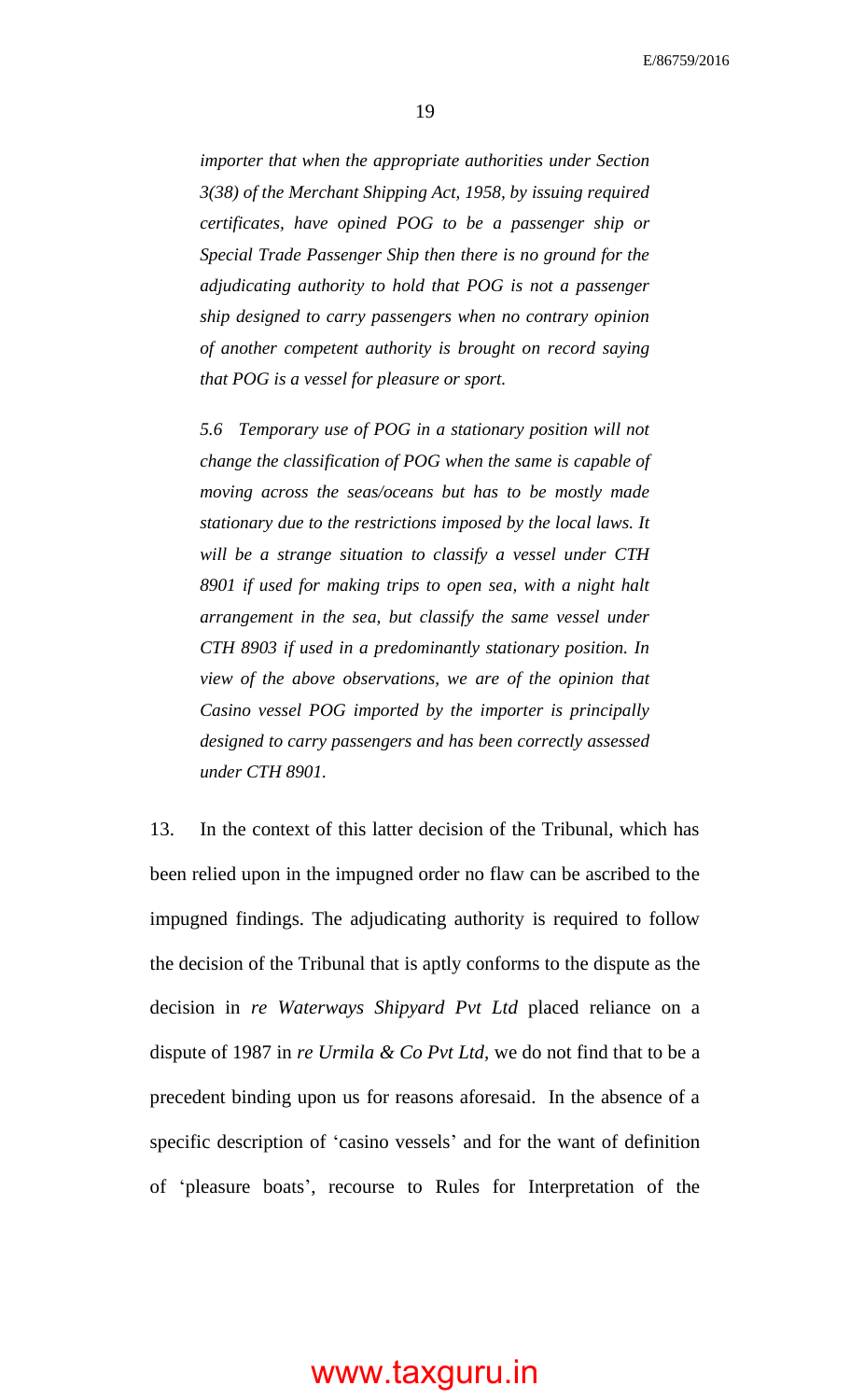*importer that when the appropriate authorities under Section 3(38) of the Merchant Shipping Act, 1958, by issuing required certificates, have opined POG to be a passenger ship or Special Trade Passenger Ship then there is no ground for the adjudicating authority to hold that POG is not a passenger ship designed to carry passengers when no contrary opinion of another competent authority is brought on record saying that POG is a vessel for pleasure or sport.*

*5.6 Temporary use of POG in a stationary position will not change the classification of POG when the same is capable of moving across the seas/oceans but has to be mostly made stationary due to the restrictions imposed by the local laws. It will be a strange situation to classify a vessel under CTH 8901 if used for making trips to open sea, with a night halt arrangement in the sea, but classify the same vessel under CTH 8903 if used in a predominantly stationary position. In view of the above observations, we are of the opinion that Casino vessel POG imported by the importer is principally designed to carry passengers and has been correctly assessed under CTH 8901.*

13. In the context of this latter decision of the Tribunal, which has been relied upon in the impugned order no flaw can be ascribed to the impugned findings. The adjudicating authority is required to follow the decision of the Tribunal that is aptly conforms to the dispute as the decision in *re Waterways Shipyard Pvt Ltd* placed reliance on a dispute of 1987 in *re Urmila & Co Pvt Ltd*, we do not find that to be a precedent binding upon us for reasons aforesaid. In the absence of a specific description of 'casino vessels' and for the want of definition of 'pleasure boats', recourse to Rules for Interpretation of the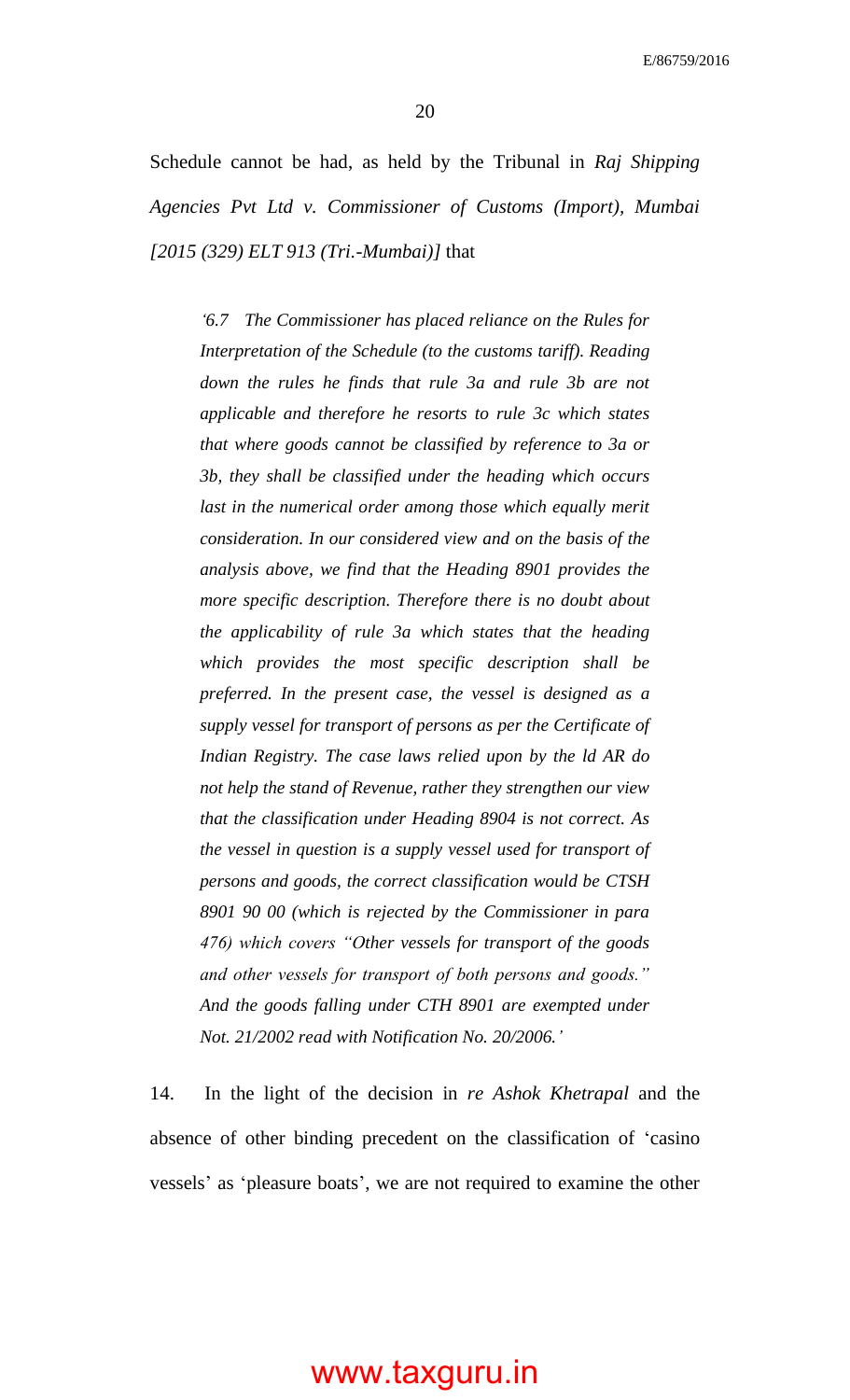Schedule cannot be had, as held by the Tribunal in *Raj Shipping Agencies Pvt Ltd v. Commissioner of Customs (Import), Mumbai [2015 (329) ELT 913 (Tri.-Mumbai)]* that

> *'6.7 The Commissioner has placed reliance on the Rules for Interpretation of the Schedule (to the customs tariff). Reading down the rules he finds that rule 3a and rule 3b are not applicable and therefore he resorts to rule 3c which states that where goods cannot be classified by reference to 3a or 3b, they shall be classified under the heading which occurs last in the numerical order among those which equally merit consideration. In our considered view and on the basis of the analysis above, we find that the Heading 8901 provides the more specific description. Therefore there is no doubt about the applicability of rule 3a which states that the heading which provides the most specific description shall be preferred. In the present case, the vessel is designed as a supply vessel for transport of persons as per the Certificate of Indian Registry. The case laws relied upon by the ld AR do not help the stand of Revenue, rather they strengthen our view that the classification under Heading 8904 is not correct. As the vessel in question is a supply vessel used for transport of persons and goods, the correct classification would be CTSH 8901 90 00 (which is rejected by the Commissioner in para 476) which covers "Other vessels for transport of the goods and other vessels for transport of both persons and goods." And the goods falling under CTH 8901 are exempted under Not. 21/2002 read with Notification No. 20/2006.'*

14. In the light of the decision in *re Ashok Khetrapal* and the absence of other binding precedent on the classification of 'casino vessels' as 'pleasure boats', we are not required to examine the other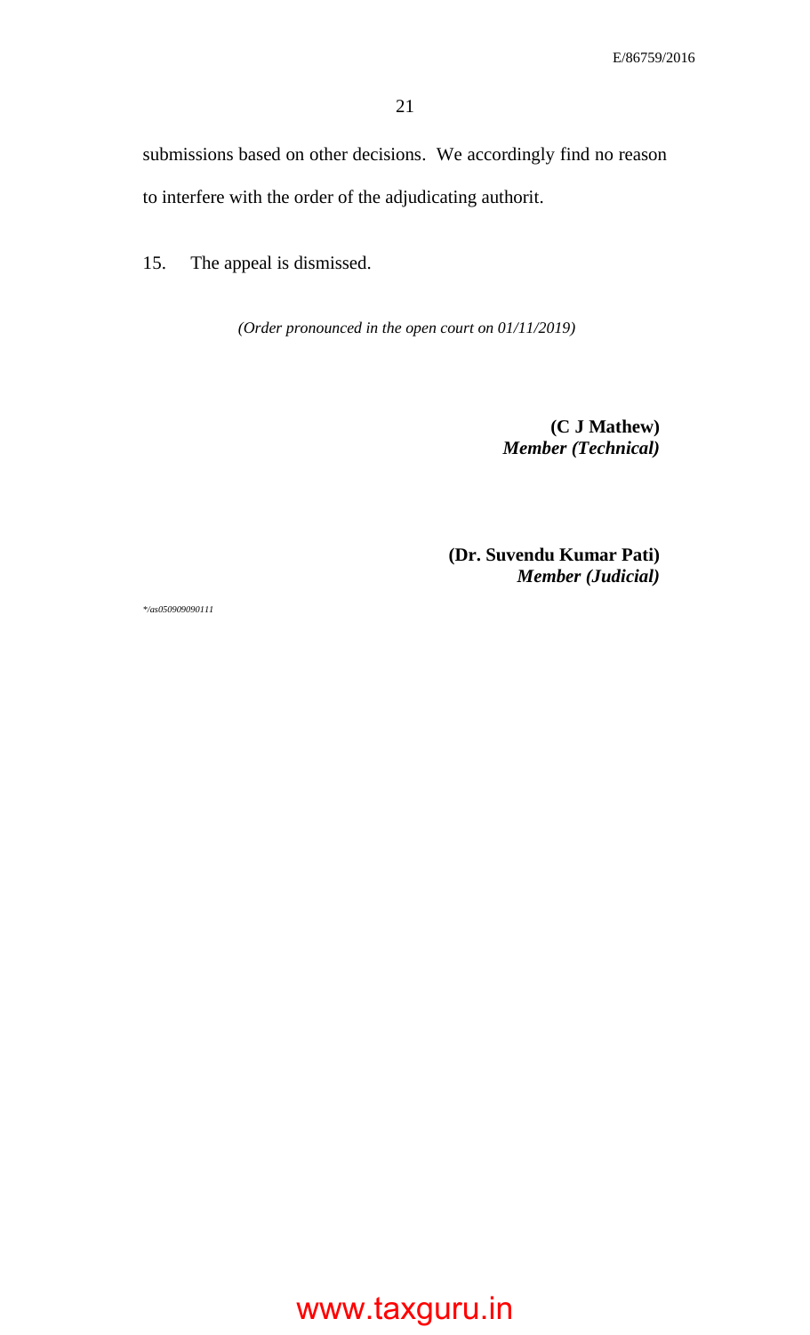submissions based on other decisions. We accordingly find no reason to interfere with the order of the adjudicating authorit.

15. The appeal is dismissed.

*(Order pronounced in the open court on 01/11/2019)*

**(C J Mathew)**
***Member (Technical)***

**(Dr. Suvendu Kumar Pati)**
***Member (Judicial)***

*\*/as050909090111*